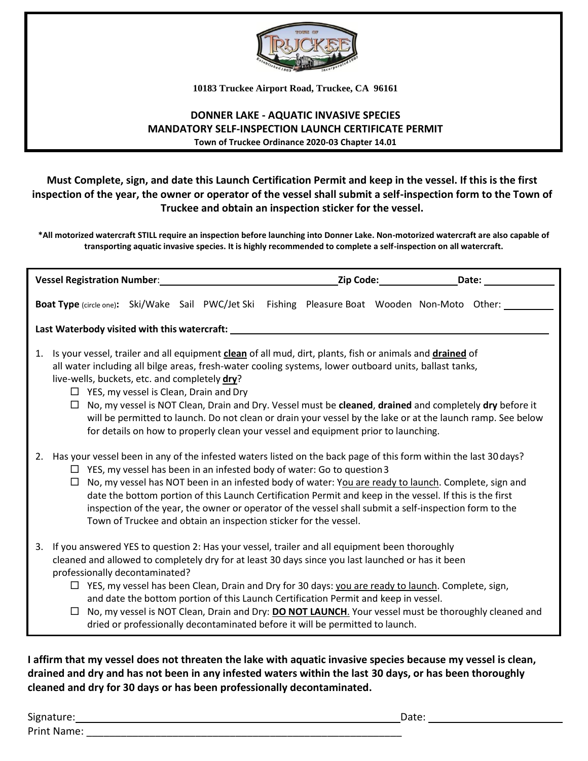10183 Truckee Airport Road, Truckee, CA 96161

# DONNER LAKE - AQUATIC INVASIVE SPECIES MANDATORY SELF-INSPECTION LAUNCH CERTIFICATE PERMIT

**Town of Truckee Ordinance 2020-03 Chapter 14.01**

**Must Complete, sign, and date this Launch Certification Permit and keep in the vessel. If this is the first inspection of the year, the owner or operator of the vessel shall submit a self-inspection form to the Town of Truckee and obtain an inspection sticker for the vessel.**

**\*All motorized watercraft STILL require an inspection before launching into Donner Lake. Non-motorized watercraft are also capable of transporting aquatic invasive species. It is highly recommended to complete a self-inspection on all watercraft.**

**Vessel Registration Number**: \_\_\_\_\_\_\_\_\_\_\_\_\_\_\_\_\_\_\_\_ **Zip Code:** \_\_\_\_\_\_\_\_\_\_ **Date:** \_\_\_\_\_\_\_\_\_\_

**Boat Type** (circle one)**:** Ski/Wake Sail PWC/Jet Ski Fishing Pleasure Boat Wooden Non-Moto Other: \_\_\_\_\_\_\_\_

**Last Waterbody visited with this watercraft:** \_\_\_\_\_\_\_\_\_\_\_\_\_\_\_\_\_\_\_\_\_\_\_\_\_\_\_\_\_\_

1. Is your vessel, trailer and all equipment **clean** of all mud, dirt, plants, fish or animals and **drained** of all water including all bilge areas, fresh-water cooling systems, lower outboard units, ballast tanks, live-wells, buckets, etc. and completely **dry**?
   - ☐ YES, my vessel is Clean, Drain and Dry
   - ☐ No, my vessel is NOT Clean, Drain and Dry. Vessel must be **cleaned**, **drained** and completely **dry** before it will be permitted to launch. Do not clean or drain your vessel by the lake or at the launch ramp. See below for details on how to properly clean your vessel and equipment prior to launching.

2. Has your vessel been in any of the infested waters listed on the back page of this form within the last 30 days?
   - ☐ YES, my vessel has been in an infested body of water: Go to question 3
   - ☐ No, my vessel has NOT been in an infested body of water: You are ready to launch. Complete, sign and date the bottom portion of this Launch Certification Permit and keep in the vessel. If this is the first inspection of the year, the owner or operator of the vessel shall submit a self-inspection form to the Town of Truckee and obtain an inspection sticker for the vessel.

3. If you answered YES to question 2: Has your vessel, trailer and all equipment been thoroughly cleaned and allowed to completely dry for at least 30 days since you last launched or has it been professionally decontaminated?
   - ☐ YES, my vessel has been Clean, Drain and Dry for 30 days: you are ready to launch. Complete, sign, and date the bottom portion of this Launch Certification Permit and keep in vessel.
   - ☐ No, my vessel is NOT Clean, Drain and Dry: **DO NOT LAUNCH**. Your vessel must be thoroughly cleaned and dried or professionally decontaminated before it will be permitted to launch.

**I affirm that my vessel does not threaten the lake with aquatic invasive species because my vessel is clean, drained and dry and has not been in any infested waters within the last 30 days, or has been thoroughly cleaned and dry for 30 days or has been professionally decontaminated.**

Signature: \_\_\_\_\_\_\_\_\_\_\_\_\_\_\_\_\_\_\_\_\_\_\_\_\_\_\_\_\_\_ Date: \_\_\_\_\_\_\_\_\_\_\_\_

Print Name: \_\_\_\_\_\_\_\_\_\_\_\_\_\_\_\_\_\_\_\_\_\_\_\_\_\_\_\_\_\_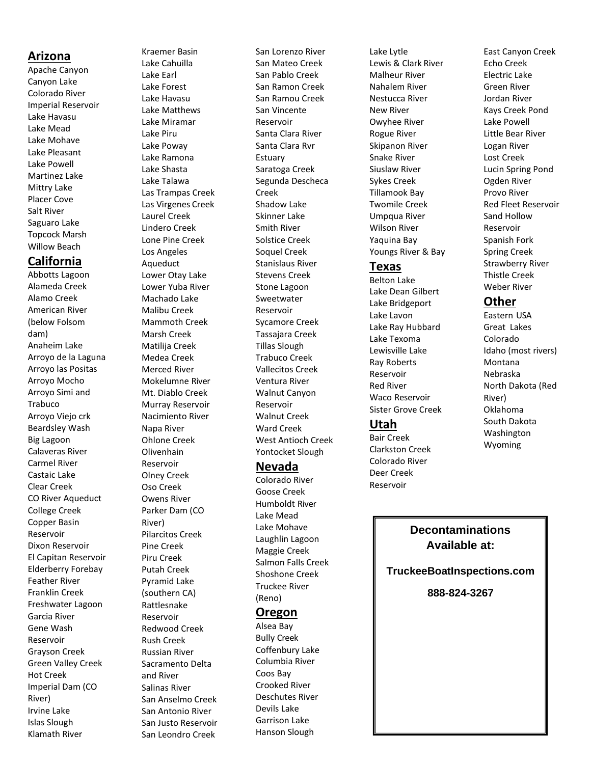## Arizona

Apache Canyon
Canyon Lake
Colorado River
Imperial Reservoir
Lake Havasu
Lake Mead
Lake Mohave
Lake Pleasant
Lake Powell
Martinez Lake
Mittry Lake
Placer Cove
Salt River
Saguaro Lake
Topcock Marsh
Willow Beach

## California

Abbotts Lagoon
Alameda Creek
Alamo Creek
American River (below Folsom dam)
Anaheim Lake
Arroyo de la Laguna
Arroyo las Positas
Arroyo Mocho
Arroyo Simi and Trabuco
Arroyo Viejo crk
Beardsley Wash
Big Lagoon
Calaveras River
Carmel River
Castaic Lake
Clear Creek
CO River Aqueduct
College Creek
Copper Basin Reservoir
Dixon Reservoir
El Capitan Reservoir
Elderberry Forebay
Feather River
Franklin Creek
Freshwater Lagoon
Garcia River
Gene Wash Reservoir
Grayson Creek
Green Valley Creek
Hot Creek
Imperial Dam (CO River)
Irvine Lake
Islas Slough
Klamath River
Kraemer Basin
Lake Cahuilla
Lake Earl
Lake Forest
Lake Havasu
Lake Matthews
Lake Miramar
Lake Piru
Lake Poway
Lake Ramona
Lake Shasta
Lake Talawa
Las Trampas Creek
Las Virgenes Creek
Laurel Creek
Lindero Creek
Lone Pine Creek
Los Angeles Aqueduct
Lower Otay Lake
Lower Yuba River
Machado Lake
Malibu Creek
Mammoth Creek
Marsh Creek
Matilija Creek
Medea Creek
Merced River
Mokelumne River
Mt. Diablo Creek
Murray Reservoir
Nacimiento River
Napa River
Ohlone Creek
Olivenhain Reservoir
Olney Creek
Oso Creek
Owens River
Parker Dam (CO River)
Pilarcitos Creek
Pine Creek
Piru Creek
Putah Creek
Pyramid Lake (southern CA)
Rattlesnake Reservoir
Redwood Creek
Rush Creek
Russian River
Sacramento Delta and River
Salinas River
San Anselmo Creek
San Antonio River
San Justo Reservoir
San Leondro Creek
San Lorenzo River
San Mateo Creek
San Pablo Creek
San Ramon Creek
San Ramou Creek
San Vincente Reservoir
Santa Clara River
Santa Clara Rvr Estuary
Saratoga Creek
Segunda Descheca Creek
Shadow Lake
Skinner Lake
Smith River
Solstice Creek
Soquel Creek
Stanislaus River
Stevens Creek
Stone Lagoon
Sweetwater Reservoir
Sycamore Creek
Tassajara Creek
Tillas Slough
Trabuco Creek
Vallecitos Creek
Ventura River
Walnut Canyon Reservoir
Walnut Creek
Ward Creek
West Antioch Creek
Yontocket Slough

## Nevada

Colorado River
Goose Creek
Humboldt River
Lake Mead
Lake Mohave
Laughlin Lagoon
Maggie Creek
Salmon Falls Creek
Shoshone Creek
Truckee River (Reno)

## Oregon

Alsea Bay
Bully Creek
Coffenbury Lake
Columbia River
Coos Bay
Crooked River
Deschutes River
Devils Lake
Garrison Lake
Hanson Slough
Lake Lytle
Lewis & Clark River
Malheur River
Nahalem River
Nestucca River
New River
Owyhee River
Rogue River
Skipanon River
Snake River
Siuslaw River
Sykes Creek
Tillamook Bay
Twomile Creek
Umpqua River
Wilson River
Yaquina Bay
Youngs River & Bay

## Texas

Belton Lake
Lake Dean Gilbert
Lake Bridgeport
Lake Lavon
Lake Ray Hubbard
Lake Texoma
Lewisville Lake
Ray Roberts Reservoir
Red River
Waco Reservoir
Sister Grove Creek

## Utah

Bair Creek
Clarkston Creek
Colorado River
Deer Creek Reservoir
East Canyon Creek
Echo Creek
Electric Lake
Green River
Jordan River
Kays Creek Pond
Lake Powell
Little Bear River
Logan River
Lost Creek
Lucin Spring Pond
Ogden River
Provo River
Red Fleet Reservoir
Sand Hollow Reservoir
Spanish Fork
Spring Creek
Strawberry River
Thistle Creek
Weber River

## Other

Eastern USA
Great Lakes
Colorado
Idaho (most rivers)
Montana
Nebraska
North Dakota (Red River)
Oklahoma
South Dakota
Washington
Wyoming

**Decontaminations Available at:**

**TruckeeBoatInspections.com**

**888-824-3267**